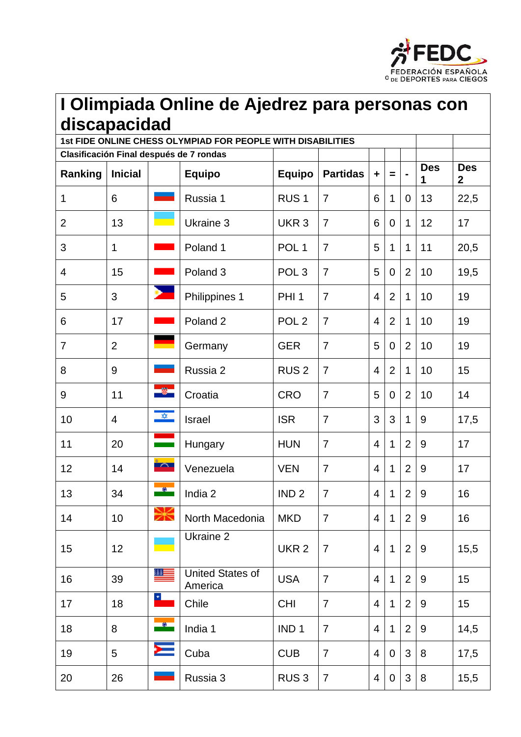FEDC
FEDERACIÓN ESPAÑOLA DE DEPORTES PARA CIEGOS

# I Olimpiada Online de Ajedrez para personas con discapacidad

**1st FIDE ONLINE CHESS OLYMPIAD FOR PEOPLE WITH DISABILITIES**

**Clasificación Final después de 7 rondas**

| Ranking | Inicial | | Equipo | Equipo | Partidas | + | = | - | Des 1 | Des 2 |
|---|---|---|---|---|---|---|---|---|---|---|
| 1 | 6 | | Russia 1 | RUS 1 | 7 | 6 | 1 | 0 | 13 | 22,5 |
| 2 | 13 | | Ukraine 3 | UKR 3 | 7 | 6 | 0 | 1 | 12 | 17 |
| 3 | 1 | | Poland 1 | POL 1 | 7 | 5 | 1 | 1 | 11 | 20,5 |
| 4 | 15 | | Poland 3 | POL 3 | 7 | 5 | 0 | 2 | 10 | 19,5 |
| 5 | 3 | | Philippines 1 | PHI 1 | 7 | 4 | 2 | 1 | 10 | 19 |
| 6 | 17 | | Poland 2 | POL 2 | 7 | 4 | 2 | 1 | 10 | 19 |
| 7 | 2 | | Germany | GER | 7 | 5 | 0 | 2 | 10 | 19 |
| 8 | 9 | | Russia 2 | RUS 2 | 7 | 4 | 2 | 1 | 10 | 15 |
| 9 | 11 | | Croatia | CRO | 7 | 5 | 0 | 2 | 10 | 14 |
| 10 | 4 | | Israel | ISR | 7 | 3 | 3 | 1 | 9 | 17,5 |
| 11 | 20 | | Hungary | HUN | 7 | 4 | 1 | 2 | 9 | 17 |
| 12 | 14 | | Venezuela | VEN | 7 | 4 | 1 | 2 | 9 | 17 |
| 13 | 34 | | India 2 | IND 2 | 7 | 4 | 1 | 2 | 9 | 16 |
| 14 | 10 | | North Macedonia | MKD | 7 | 4 | 1 | 2 | 9 | 16 |
| 15 | 12 | | Ukraine 2 | UKR 2 | 7 | 4 | 1 | 2 | 9 | 15,5 |
| 16 | 39 | | United States of America | USA | 7 | 4 | 1 | 2 | 9 | 15 |
| 17 | 18 | | Chile | CHI | 7 | 4 | 1 | 2 | 9 | 15 |
| 18 | 8 | | India 1 | IND 1 | 7 | 4 | 1 | 2 | 9 | 14,5 |
| 19 | 5 | | Cuba | CUB | 7 | 4 | 0 | 3 | 8 | 17,5 |
| 20 | 26 | | Russia 3 | RUS 3 | 7 | 4 | 0 | 3 | 8 | 15,5 |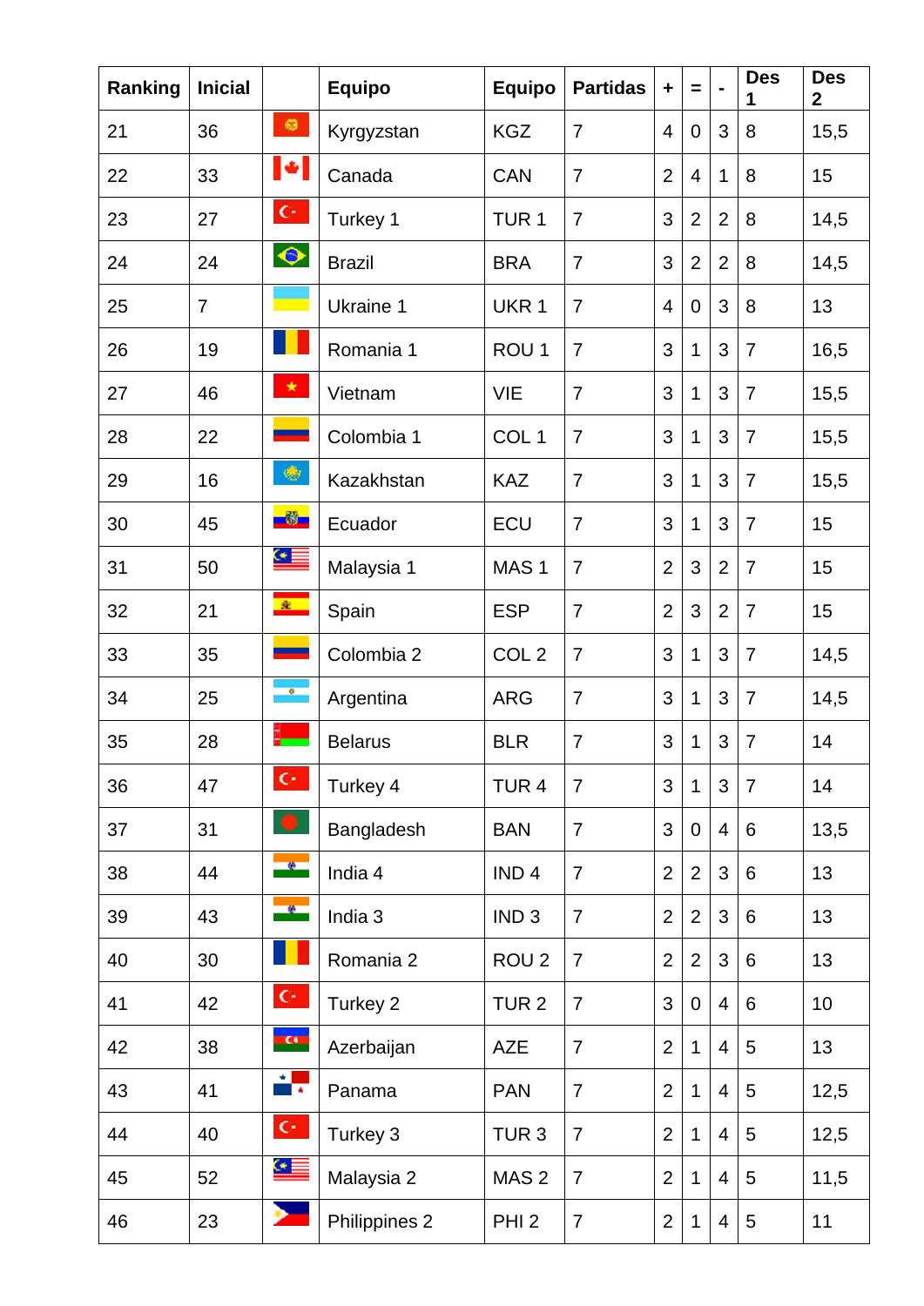| Ranking | Inicial | | Equipo | Equipo | Partidas | + | = | - | Des 1 | Des 2 |
|---|---|---|---|---|---|---|---|---|---|---|
| 21 | 36 | | Kyrgyzstan | KGZ | 7 | 4 | 0 | 3 | 8 | 15,5 |
| 22 | 33 | | Canada | CAN | 7 | 2 | 4 | 1 | 8 | 15 |
| 23 | 27 | | Turkey 1 | TUR 1 | 7 | 3 | 2 | 2 | 8 | 14,5 |
| 24 | 24 | | Brazil | BRA | 7 | 3 | 2 | 2 | 8 | 14,5 |
| 25 | 7 | | Ukraine 1 | UKR 1 | 7 | 4 | 0 | 3 | 8 | 13 |
| 26 | 19 | | Romania 1 | ROU 1 | 7 | 3 | 1 | 3 | 7 | 16,5 |
| 27 | 46 | | Vietnam | VIE | 7 | 3 | 1 | 3 | 7 | 15,5 |
| 28 | 22 | | Colombia 1 | COL 1 | 7 | 3 | 1 | 3 | 7 | 15,5 |
| 29 | 16 | | Kazakhstan | KAZ | 7 | 3 | 1 | 3 | 7 | 15,5 |
| 30 | 45 | | Ecuador | ECU | 7 | 3 | 1 | 3 | 7 | 15 |
| 31 | 50 | | Malaysia 1 | MAS 1 | 7 | 2 | 3 | 2 | 7 | 15 |
| 32 | 21 | | Spain | ESP | 7 | 2 | 3 | 2 | 7 | 15 |
| 33 | 35 | | Colombia 2 | COL 2 | 7 | 3 | 1 | 3 | 7 | 14,5 |
| 34 | 25 | | Argentina | ARG | 7 | 3 | 1 | 3 | 7 | 14,5 |
| 35 | 28 | | Belarus | BLR | 7 | 3 | 1 | 3 | 7 | 14 |
| 36 | 47 | | Turkey 4 | TUR 4 | 7 | 3 | 1 | 3 | 7 | 14 |
| 37 | 31 | | Bangladesh | BAN | 7 | 3 | 0 | 4 | 6 | 13,5 |
| 38 | 44 | | India 4 | IND 4 | 7 | 2 | 2 | 3 | 6 | 13 |
| 39 | 43 | | India 3 | IND 3 | 7 | 2 | 2 | 3 | 6 | 13 |
| 40 | 30 | | Romania 2 | ROU 2 | 7 | 2 | 2 | 3 | 6 | 13 |
| 41 | 42 | | Turkey 2 | TUR 2 | 7 | 3 | 0 | 4 | 6 | 10 |
| 42 | 38 | | Azerbaijan | AZE | 7 | 2 | 1 | 4 | 5 | 13 |
| 43 | 41 | | Panama | PAN | 7 | 2 | 1 | 4 | 5 | 12,5 |
| 44 | 40 | | Turkey 3 | TUR 3 | 7 | 2 | 1 | 4 | 5 | 12,5 |
| 45 | 52 | | Malaysia 2 | MAS 2 | 7 | 2 | 1 | 4 | 5 | 11,5 |
| 46 | 23 | | Philippines 2 | PHI 2 | 7 | 2 | 1 | 4 | 5 | 11 |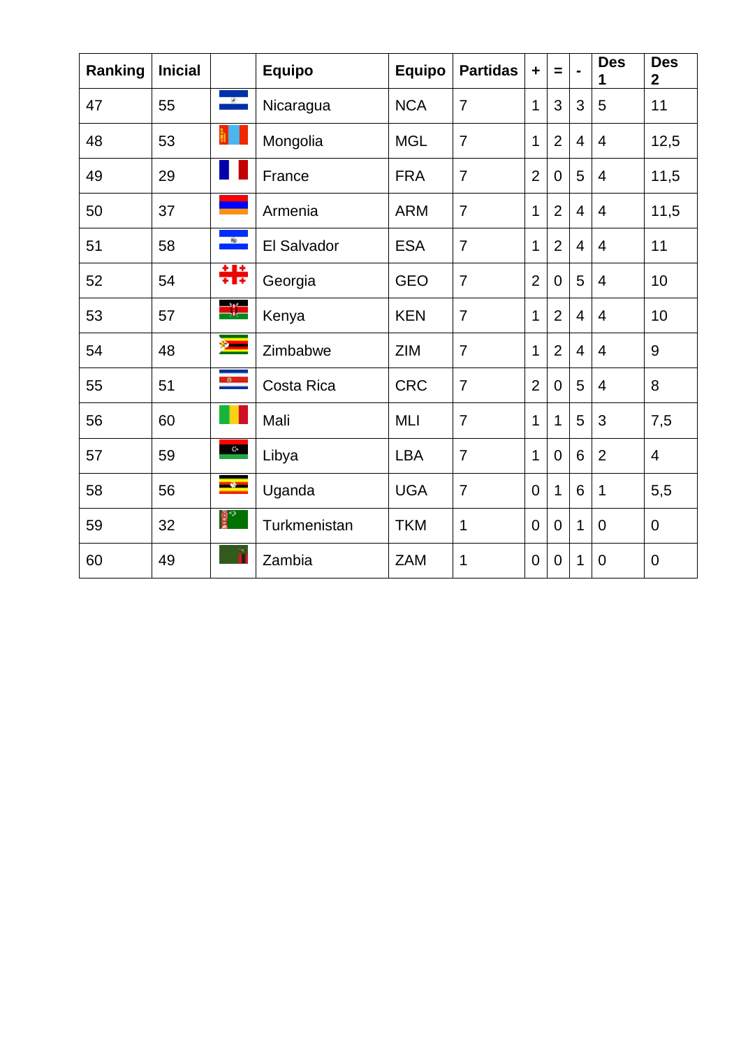| Ranking | Inicial | | Equipo | Equipo | Partidas | + | = | - | Des 1 | Des 2 |
|---|---|---|---|---|---|---|---|---|---|---|
| 47 | 55 | | Nicaragua | NCA | 7 | 1 | 3 | 3 | 5 | 11 |
| 48 | 53 | | Mongolia | MGL | 7 | 1 | 2 | 4 | 4 | 12,5 |
| 49 | 29 | | France | FRA | 7 | 2 | 0 | 5 | 4 | 11,5 |
| 50 | 37 | | Armenia | ARM | 7 | 1 | 2 | 4 | 4 | 11,5 |
| 51 | 58 | | El Salvador | ESA | 7 | 1 | 2 | 4 | 4 | 11 |
| 52 | 54 | | Georgia | GEO | 7 | 2 | 0 | 5 | 4 | 10 |
| 53 | 57 | | Kenya | KEN | 7 | 1 | 2 | 4 | 4 | 10 |
| 54 | 48 | | Zimbabwe | ZIM | 7 | 1 | 2 | 4 | 4 | 9 |
| 55 | 51 | | Costa Rica | CRC | 7 | 2 | 0 | 5 | 4 | 8 |
| 56 | 60 | | Mali | MLI | 7 | 1 | 1 | 5 | 3 | 7,5 |
| 57 | 59 | | Libya | LBA | 7 | 1 | 0 | 6 | 2 | 4 |
| 58 | 56 | | Uganda | UGA | 7 | 0 | 1 | 6 | 1 | 5,5 |
| 59 | 32 | | Turkmenistan | TKM | 1 | 0 | 0 | 1 | 0 | 0 |
| 60 | 49 | | Zambia | ZAM | 1 | 0 | 0 | 1 | 0 | 0 |